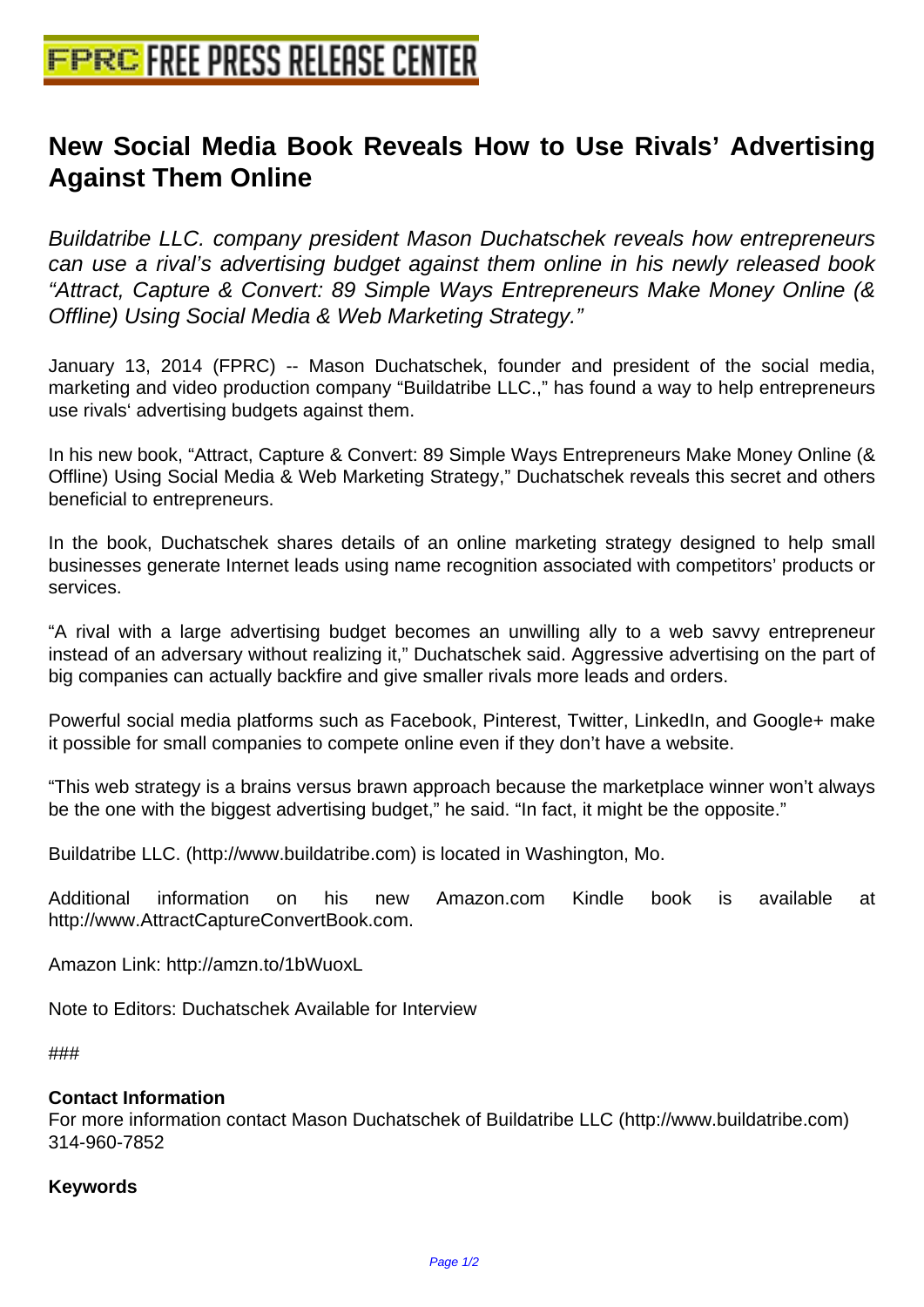# New Social Media Book Reveals How to Use Rivals' Advertising Against Them Online

*Buildatribe LLC. company president Mason Duchatschek reveals how entrepreneurs can use a rival's advertising budget against them online in his newly released book "Attract, Capture & Convert: 89 Simple Ways Entrepreneurs Make Money Online (& Offline) Using Social Media & Web Marketing Strategy."*

January 13, 2014 (FPRC) -- Mason Duchatschek, founder and president of the social media, marketing and video production company "Buildatribe LLC.," has found a way to help entrepreneurs use rivals' advertising budgets against them.

In his new book, "Attract, Capture & Convert: 89 Simple Ways Entrepreneurs Make Money Online (& Offline) Using Social Media & Web Marketing Strategy," Duchatschek reveals this secret and others beneficial to entrepreneurs.

In the book, Duchatschek shares details of an online marketing strategy designed to help small businesses generate Internet leads using name recognition associated with competitors' products or services.

"A rival with a large advertising budget becomes an unwilling ally to a web savvy entrepreneur instead of an adversary without realizing it," Duchatschek said. Aggressive advertising on the part of big companies can actually backfire and give smaller rivals more leads and orders.

Powerful social media platforms such as Facebook, Pinterest, Twitter, LinkedIn, and Google+ make it possible for small companies to compete online even if they don't have a website.

"This web strategy is a brains versus brawn approach because the marketplace winner won't always be the one with the biggest advertising budget," he said. "In fact, it might be the opposite."

Buildatribe LLC. (http://www.buildatribe.com) is located in Washington, Mo.

Additional information on his new Amazon.com Kindle book is available at http://www.AttractCaptureConvertBook.com.

Amazon Link: http://amzn.to/1bWuoxL

Note to Editors: Duchatschek Available for Interview

###

**Contact Information**
For more information contact Mason Duchatschek of Buildatribe LLC (http://www.buildatribe.com)
314-960-7852

**Keywords**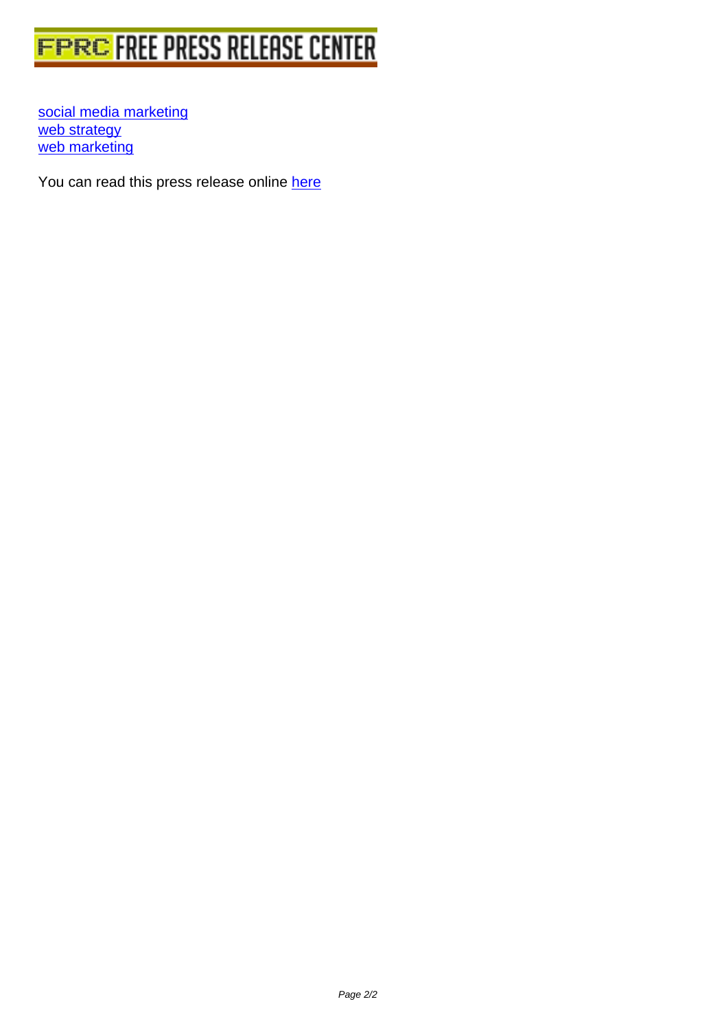social media marketing
web strategy
web marketing

You can read this press release online here